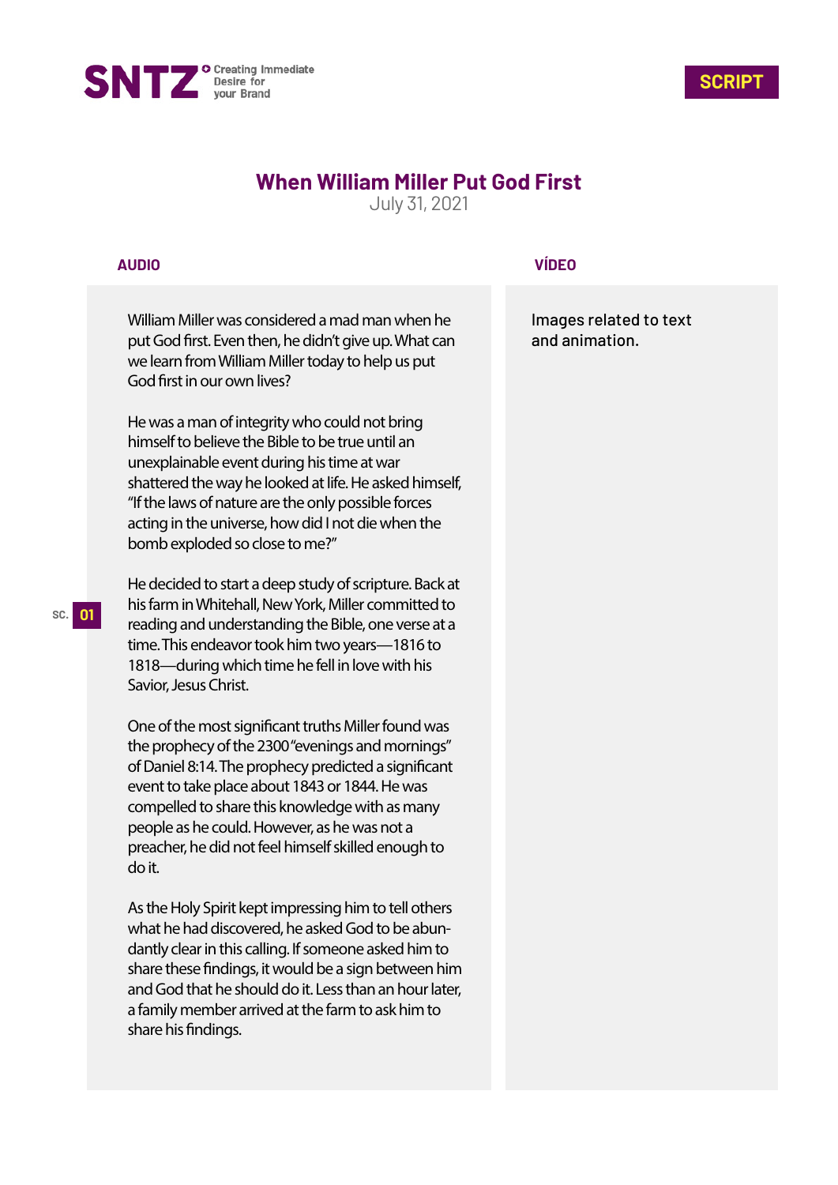SNTZ Creating Immediate Desire for your Brand

**SCRIPT**

# When William Miller Put God First

July 31, 2021

| SC. | AUDIO | VÍDEO |
|---|---|---|
| 01 | William Miller was considered a mad man when he put God first. Even then, he didn't give up. What can we learn from William Miller today to help us put God first in our own lives?<br><br>He was a man of integrity who could not bring himself to believe the Bible to be true until an unexplainable event during his time at war shattered the way he looked at life. He asked himself, "If the laws of nature are the only possible forces acting in the universe, how did I not die when the bomb exploded so close to me?"<br><br>He decided to start a deep study of scripture. Back at his farm in Whitehall, New York, Miller committed to reading and understanding the Bible, one verse at a time. This endeavor took him two years—1816 to 1818—during which time he fell in love with his Savior, Jesus Christ.<br><br>One of the most significant truths Miller found was the prophecy of the 2300 "evenings and mornings" of Daniel 8:14. The prophecy predicted a significant event to take place about 1843 or 1844. He was compelled to share this knowledge with as many people as he could. However, as he was not a preacher, he did not feel himself skilled enough to do it.<br><br>As the Holy Spirit kept impressing him to tell others what he had discovered, he asked God to be abundantly clear in this calling. If someone asked him to share these findings, it would be a sign between him and God that he should do it. Less than an hour later, a family member arrived at the farm to ask him to share his findings. | Images related to text and animation. |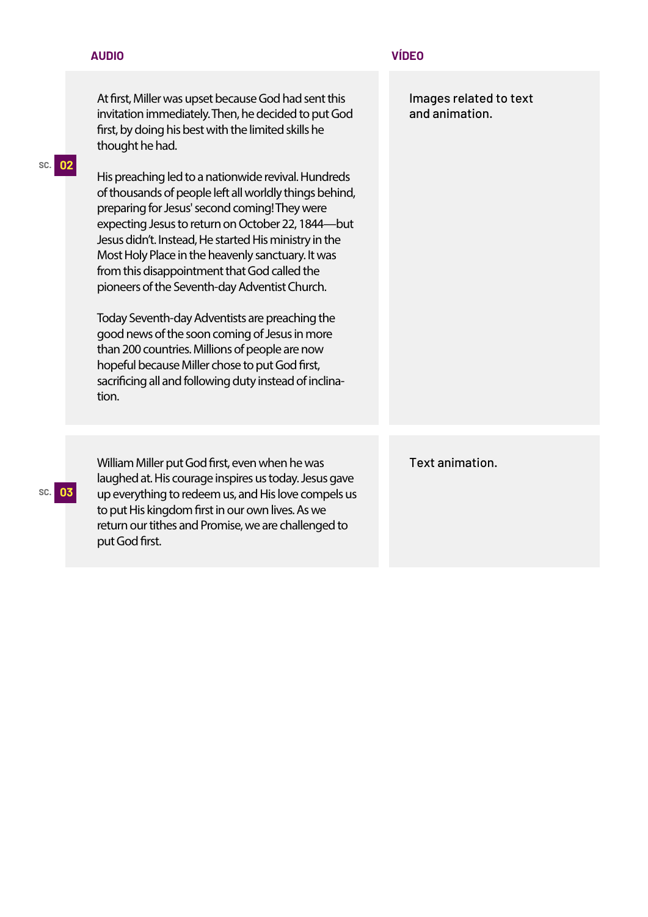| SC. | AUDIO | VÍDEO |
| --- | --- | --- |
| 02 | At first, Miller was upset because God had sent this invitation immediately. Then, he decided to put God first, by doing his best with the limited skills he thought he had.<br><br>His preaching led to a nationwide revival. Hundreds of thousands of people left all worldly things behind, preparing for Jesus' second coming! They were expecting Jesus to return on October 22, 1844—but Jesus didn't. Instead, He started His ministry in the Most Holy Place in the heavenly sanctuary. It was from this disappointment that God called the pioneers of the Seventh-day Adventist Church.<br><br>Today Seventh-day Adventists are preaching the good news of the soon coming of Jesus in more than 200 countries. Millions of people are now hopeful because Miller chose to put God first, sacrificing all and following duty instead of inclination. | Images related to text and animation. |
| 03 | William Miller put God first, even when he was laughed at. His courage inspires us today. Jesus gave up everything to redeem us, and His love compels us to put His kingdom first in our own lives. As we return our tithes and Promise, we are challenged to put God first. | Text animation. |